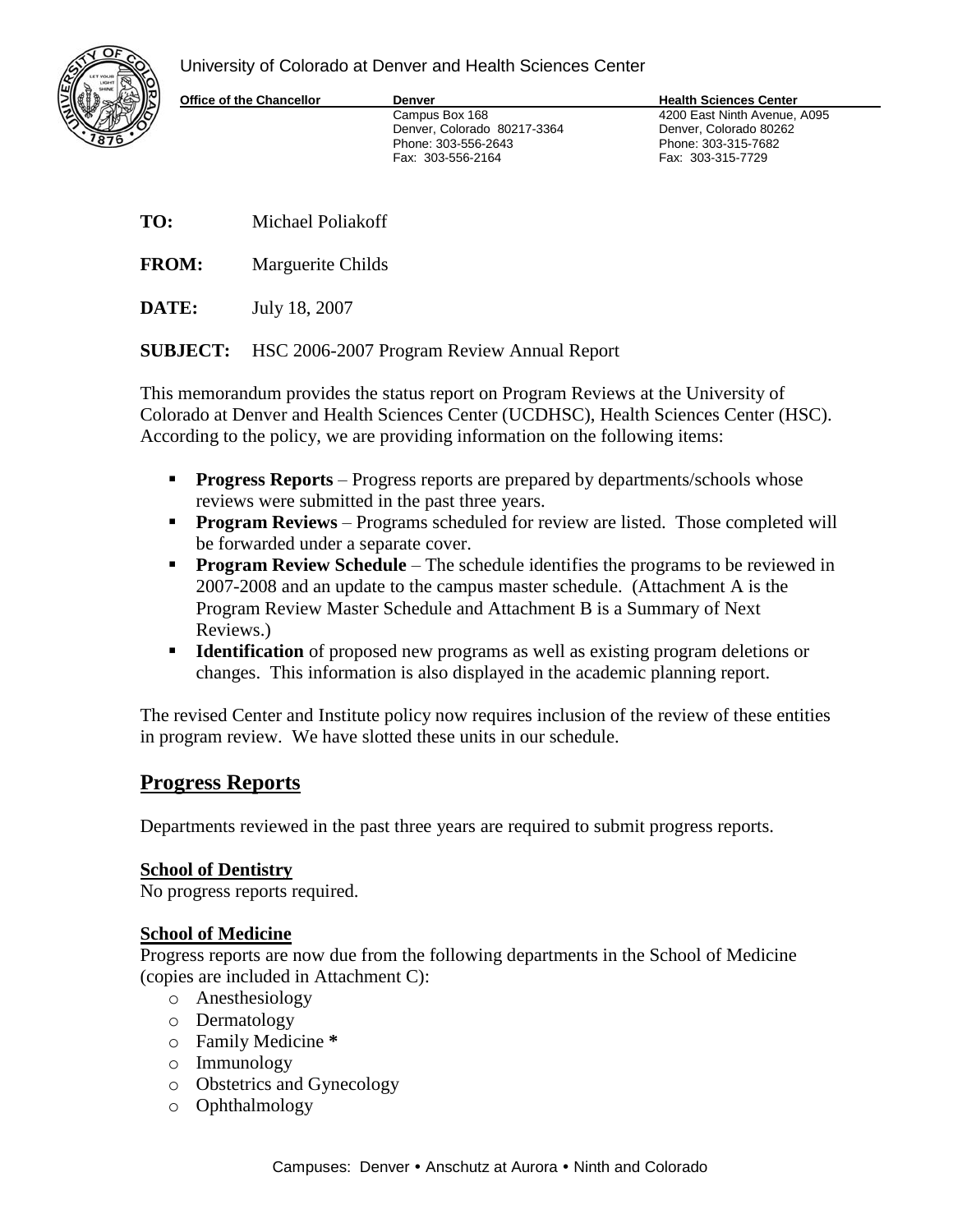University of Colorado at Denver and Health Sciences Center

**Office of the Chancellor**

**Denver**
Campus Box 168
Denver, Colorado 80217-3364
Phone: 303-556-2643
Fax: 303-556-2164

**Health Sciences Center**
4200 East Ninth Avenue, A095
Denver, Colorado 80262
Phone: 303-315-7682
Fax: 303-315-7729

**TO:** Michael Poliakoff

**FROM:** Marguerite Childs

**DATE:** July 18, 2007

**SUBJECT:** HSC 2006-2007 Program Review Annual Report

This memorandum provides the status report on Program Reviews at the University of Colorado at Denver and Health Sciences Center (UCDHSC), Health Sciences Center (HSC). According to the policy, we are providing information on the following items:

- **Progress Reports** – Progress reports are prepared by departments/schools whose reviews were submitted in the past three years.
- **Program Reviews** – Programs scheduled for review are listed. Those completed will be forwarded under a separate cover.
- **Program Review Schedule** – The schedule identifies the programs to be reviewed in 2007-2008 and an update to the campus master schedule. (Attachment A is the Program Review Master Schedule and Attachment B is a Summary of Next Reviews.)
- **Identification** of proposed new programs as well as existing program deletions or changes. This information is also displayed in the academic planning report.

The revised Center and Institute policy now requires inclusion of the review of these entities in program review. We have slotted these units in our schedule.

## Progress Reports

Departments reviewed in the past three years are required to submit progress reports.

### School of Dentistry

No progress reports required.

### School of Medicine

Progress reports are now due from the following departments in the School of Medicine (copies are included in Attachment C):

- Anesthesiology
- Dermatology
- Family Medicine **\***
- Immunology
- Obstetrics and Gynecology
- Ophthalmology

Campuses: Denver • Anschutz at Aurora • Ninth and Colorado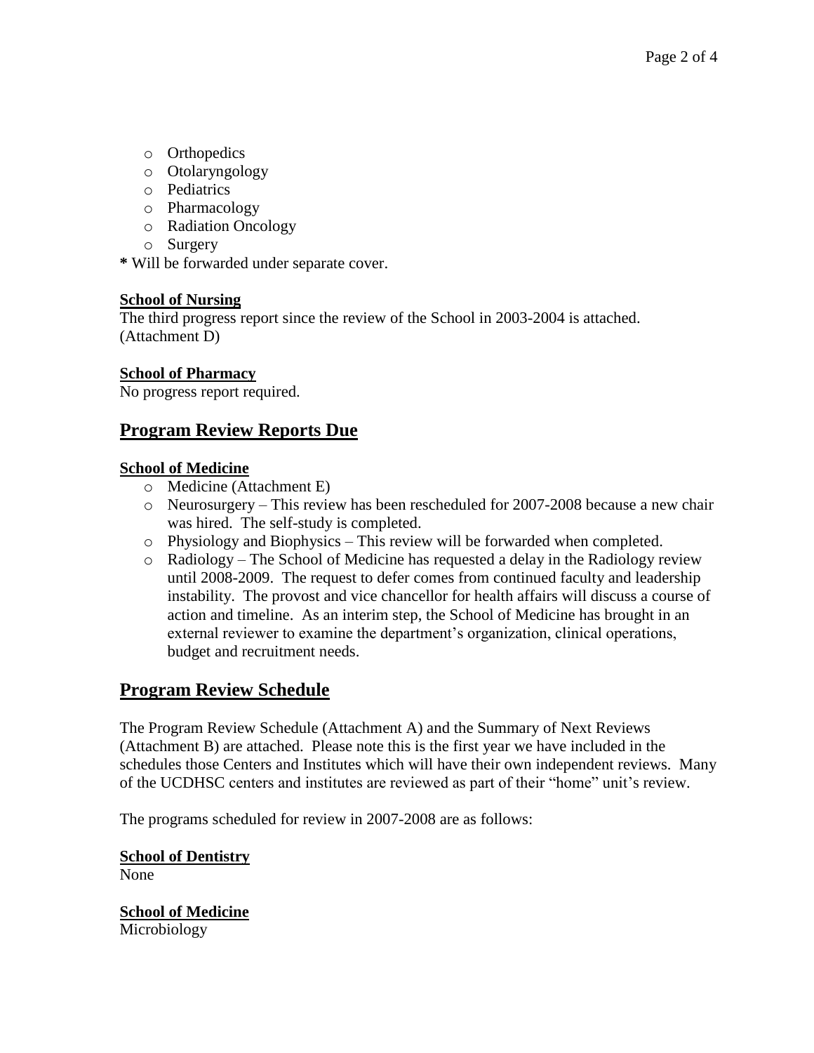- Orthopedics
- Otolaryngology
- Pediatrics
- Pharmacology
- Radiation Oncology
- Surgery

**\*** Will be forwarded under separate cover.

**School of Nursing**

The third progress report since the review of the School in 2003-2004 is attached. (Attachment D)

**School of Pharmacy**

No progress report required.

## Program Review Reports Due

**School of Medicine**

- Medicine (Attachment E)
- Neurosurgery – This review has been rescheduled for 2007-2008 because a new chair was hired. The self-study is completed.
- Physiology and Biophysics – This review will be forwarded when completed.
- Radiology – The School of Medicine has requested a delay in the Radiology review until 2008-2009. The request to defer comes from continued faculty and leadership instability. The provost and vice chancellor for health affairs will discuss a course of action and timeline. As an interim step, the School of Medicine has brought in an external reviewer to examine the department's organization, clinical operations, budget and recruitment needs.

## Program Review Schedule

The Program Review Schedule (Attachment A) and the Summary of Next Reviews (Attachment B) are attached. Please note this is the first year we have included in the schedules those Centers and Institutes which will have their own independent reviews. Many of the UCDHSC centers and institutes are reviewed as part of their "home" unit's review.

The programs scheduled for review in 2007-2008 are as follows:

**School of Dentistry**

None

**School of Medicine**

Microbiology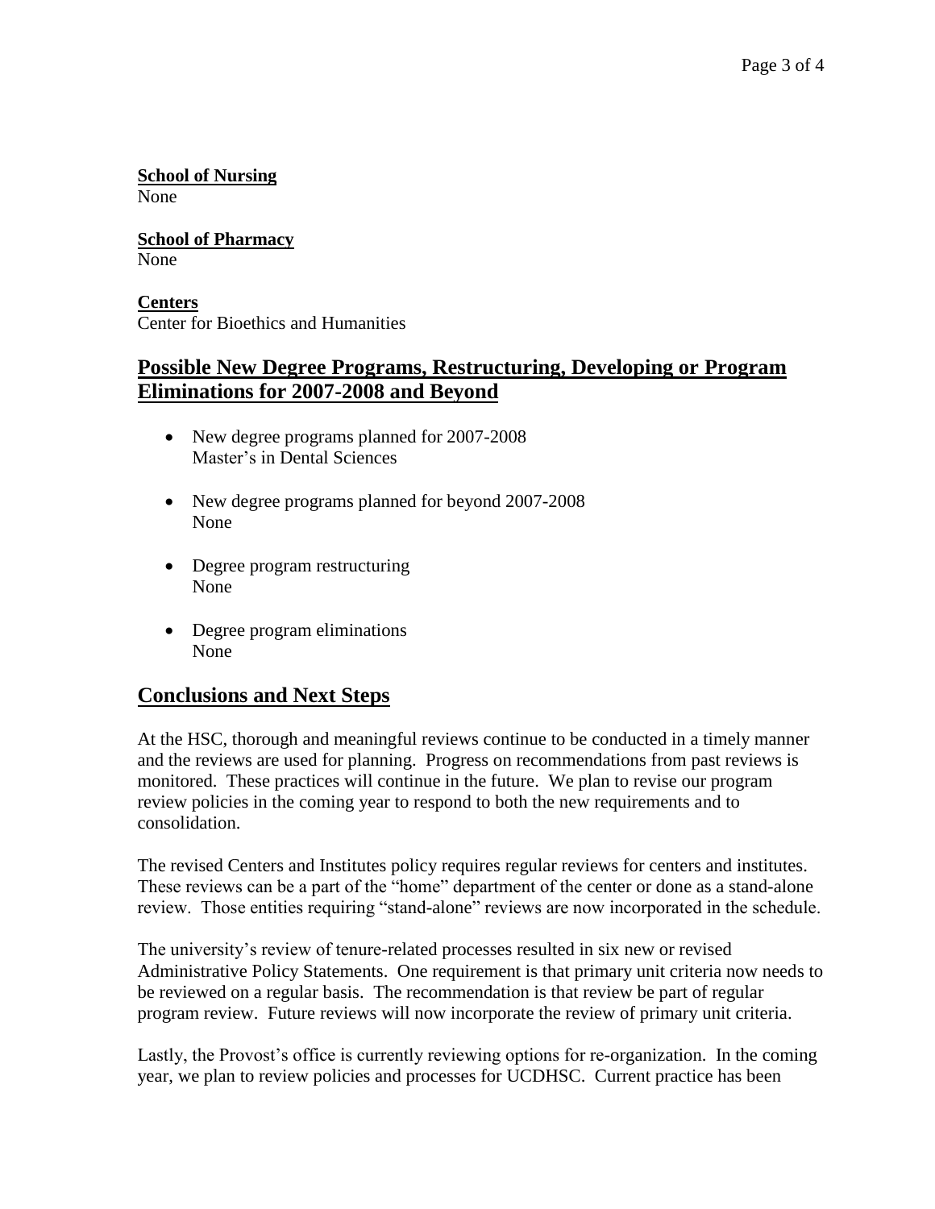**School of Nursing**
None

**School of Pharmacy**
None

**Centers**
Center for Bioethics and Humanities

## Possible New Degree Programs, Restructuring, Developing or Program Eliminations for 2007-2008 and Beyond

- New degree programs planned for 2007-2008
  Master's in Dental Sciences

- New degree programs planned for beyond 2007-2008
  None

- Degree program restructuring
  None

- Degree program eliminations
  None

## Conclusions and Next Steps

At the HSC, thorough and meaningful reviews continue to be conducted in a timely manner and the reviews are used for planning. Progress on recommendations from past reviews is monitored. These practices will continue in the future. We plan to revise our program review policies in the coming year to respond to both the new requirements and to consolidation.

The revised Centers and Institutes policy requires regular reviews for centers and institutes. These reviews can be a part of the "home" department of the center or done as a stand-alone review. Those entities requiring "stand-alone" reviews are now incorporated in the schedule.

The university's review of tenure-related processes resulted in six new or revised Administrative Policy Statements. One requirement is that primary unit criteria now needs to be reviewed on a regular basis. The recommendation is that review be part of regular program review. Future reviews will now incorporate the review of primary unit criteria.

Lastly, the Provost's office is currently reviewing options for re-organization. In the coming year, we plan to review policies and processes for UCDHSC. Current practice has been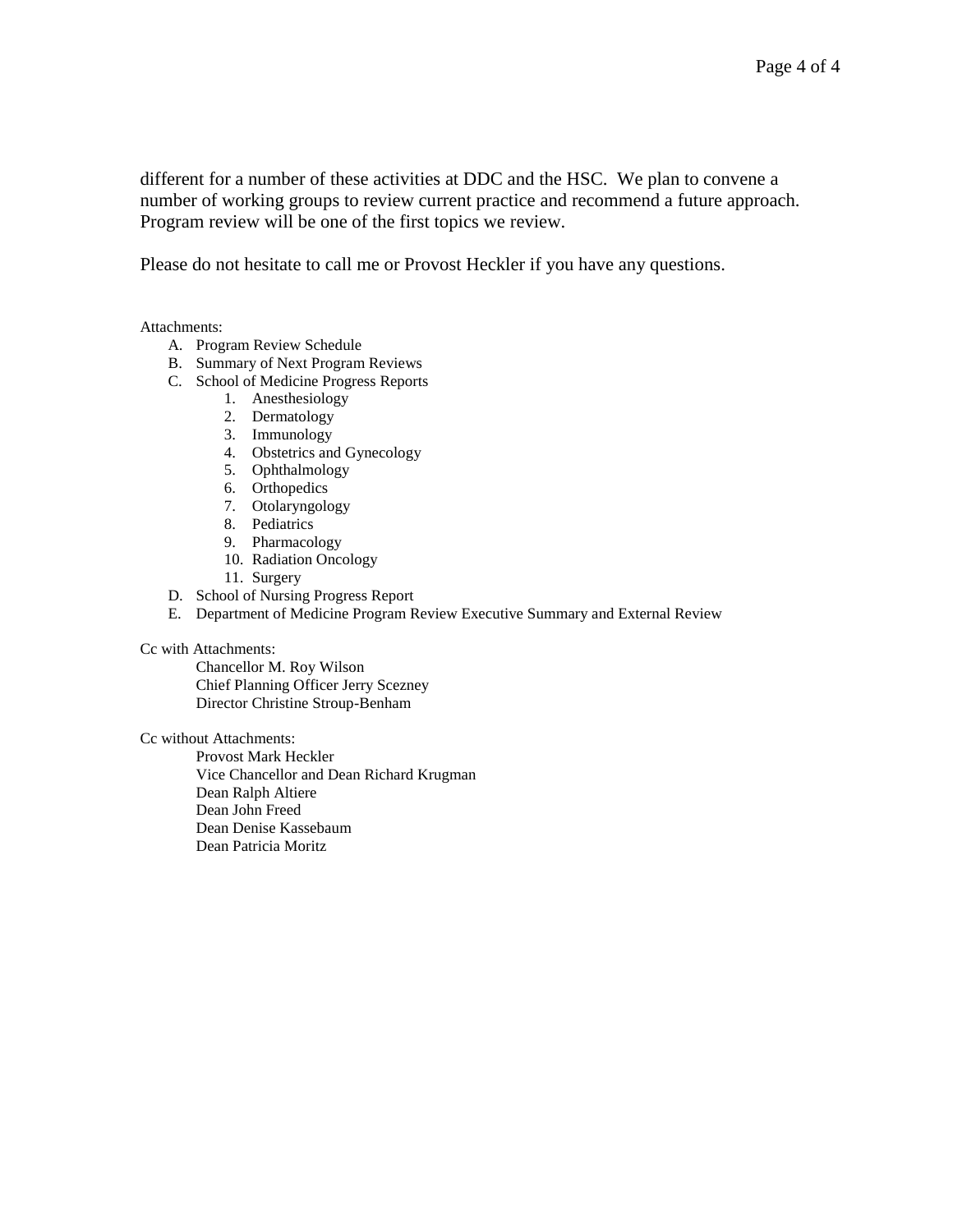different for a number of these activities at DDC and the HSC. We plan to convene a number of working groups to review current practice and recommend a future approach. Program review will be one of the first topics we review.

Please do not hesitate to call me or Provost Heckler if you have any questions.

Attachments:

A. Program Review Schedule
B. Summary of Next Program Reviews
C. School of Medicine Progress Reports
    1. Anesthesiology
    2. Dermatology
    3. Immunology
    4. Obstetrics and Gynecology
    5. Ophthalmology
    6. Orthopedics
    7. Otolaryngology
    8. Pediatrics
    9. Pharmacology
    10. Radiation Oncology
    11. Surgery
D. School of Nursing Progress Report
E. Department of Medicine Program Review Executive Summary and External Review

Cc with Attachments:

Chancellor M. Roy Wilson
Chief Planning Officer Jerry Sczezney
Director Christine Stroup-Benham

Cc without Attachments:

Provost Mark Heckler
Vice Chancellor and Dean Richard Krugman
Dean Ralph Altiere
Dean John Freed
Dean Denise Kassebaum
Dean Patricia Moritz